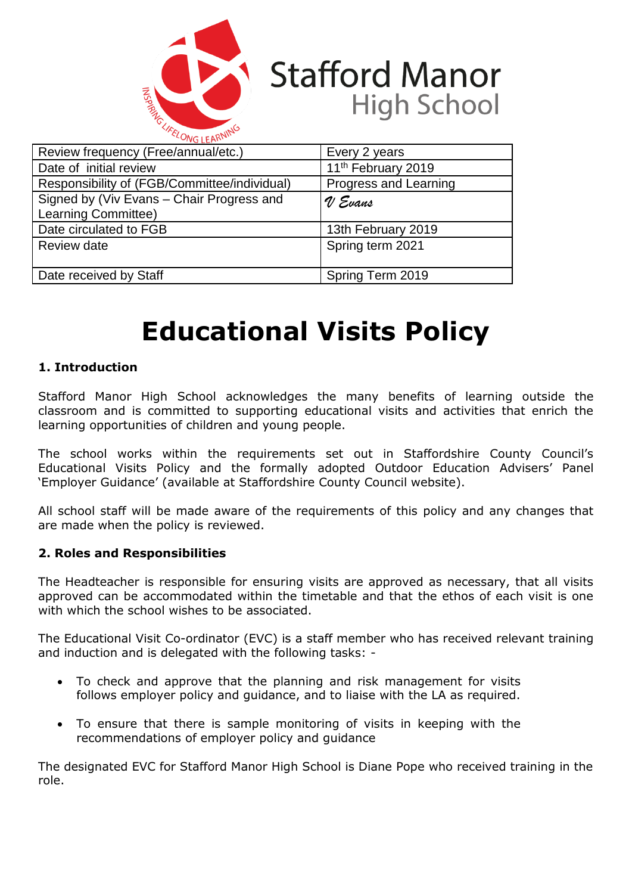Stafford Manor High School

INSPIRING LIFELONG LEARNING

| Review frequency (Free/annual/etc.) | Every 2 years |
|---|---|
| Date of initial review | 11th February 2019 |
| Responsibility of (FGB/Committee/individual) | Progress and Learning |
| Signed by (Viv Evans – Chair Progress and Learning Committee) | *V Evans* |
| Date circulated to FGB | 13th February 2019 |
| Review date | Spring term 2021 |
| Date received by Staff | Spring Term 2019 |

# Educational Visits Policy

### 1. Introduction

Stafford Manor High School acknowledges the many benefits of learning outside the classroom and is committed to supporting educational visits and activities that enrich the learning opportunities of children and young people.

The school works within the requirements set out in Staffordshire County Council's Educational Visits Policy and the formally adopted Outdoor Education Advisers' Panel 'Employer Guidance' (available at Staffordshire County Council website).

All school staff will be made aware of the requirements of this policy and any changes that are made when the policy is reviewed.

### 2. Roles and Responsibilities

The Headteacher is responsible for ensuring visits are approved as necessary, that all visits approved can be accommodated within the timetable and that the ethos of each visit is one with which the school wishes to be associated.

The Educational Visit Co-ordinator (EVC) is a staff member who has received relevant training and induction and is delegated with the following tasks: -

- To check and approve that the planning and risk management for visits follows employer policy and guidance, and to liaise with the LA as required.
- To ensure that there is sample monitoring of visits in keeping with the recommendations of employer policy and guidance

The designated EVC for Stafford Manor High School is Diane Pope who received training in the role.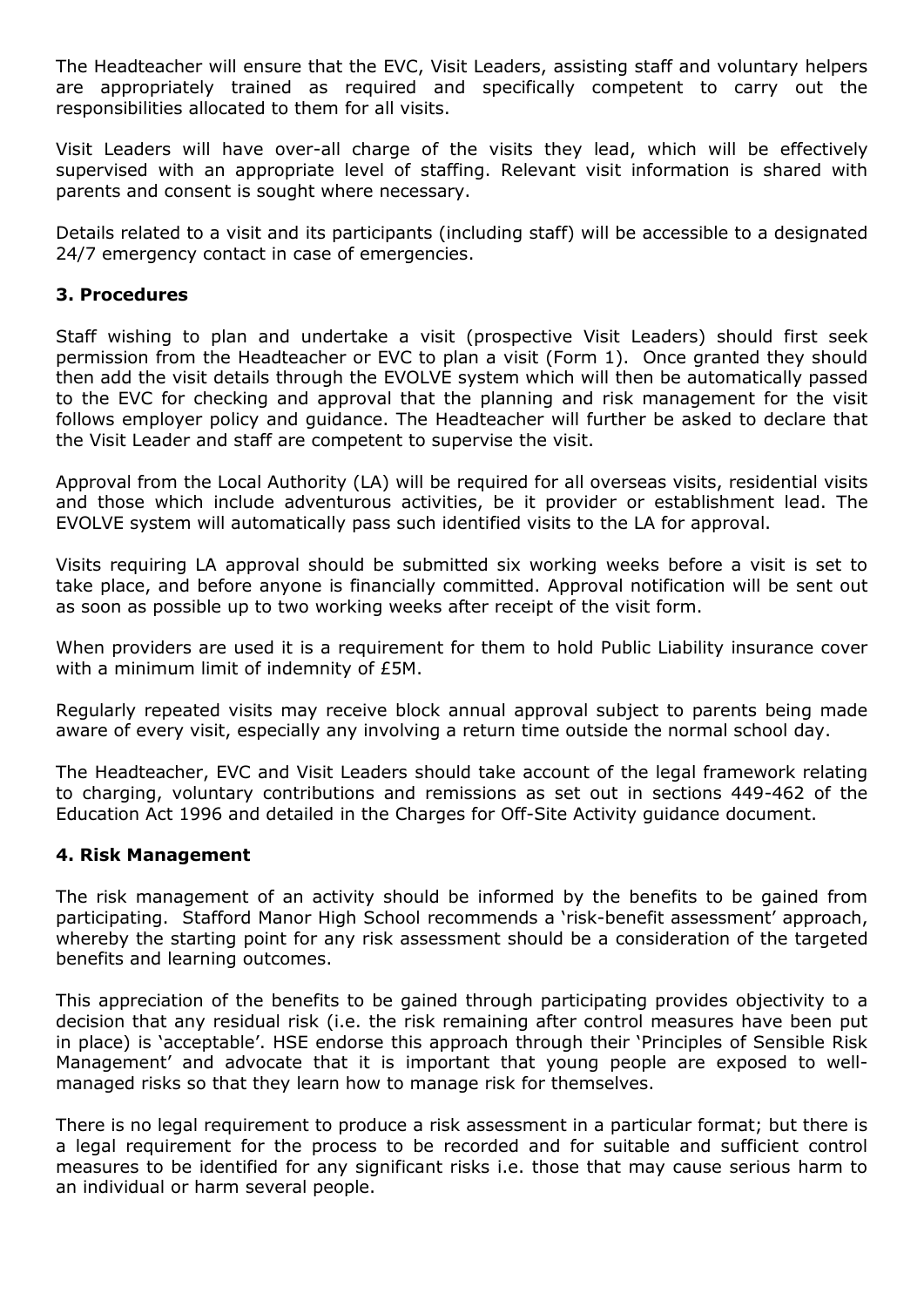The Headteacher will ensure that the EVC, Visit Leaders, assisting staff and voluntary helpers are appropriately trained as required and specifically competent to carry out the responsibilities allocated to them for all visits.

Visit Leaders will have over-all charge of the visits they lead, which will be effectively supervised with an appropriate level of staffing. Relevant visit information is shared with parents and consent is sought where necessary.

Details related to a visit and its participants (including staff) will be accessible to a designated 24/7 emergency contact in case of emergencies.

## 3. Procedures

Staff wishing to plan and undertake a visit (prospective Visit Leaders) should first seek permission from the Headteacher or EVC to plan a visit (Form 1). Once granted they should then add the visit details through the EVOLVE system which will then be automatically passed to the EVC for checking and approval that the planning and risk management for the visit follows employer policy and guidance. The Headteacher will further be asked to declare that the Visit Leader and staff are competent to supervise the visit.

Approval from the Local Authority (LA) will be required for all overseas visits, residential visits and those which include adventurous activities, be it provider or establishment lead. The EVOLVE system will automatically pass such identified visits to the LA for approval.

Visits requiring LA approval should be submitted six working weeks before a visit is set to take place, and before anyone is financially committed. Approval notification will be sent out as soon as possible up to two working weeks after receipt of the visit form.

When providers are used it is a requirement for them to hold Public Liability insurance cover with a minimum limit of indemnity of £5M.

Regularly repeated visits may receive block annual approval subject to parents being made aware of every visit, especially any involving a return time outside the normal school day.

The Headteacher, EVC and Visit Leaders should take account of the legal framework relating to charging, voluntary contributions and remissions as set out in sections 449-462 of the Education Act 1996 and detailed in the Charges for Off-Site Activity guidance document.

## 4. Risk Management

The risk management of an activity should be informed by the benefits to be gained from participating. Stafford Manor High School recommends a 'risk-benefit assessment' approach, whereby the starting point for any risk assessment should be a consideration of the targeted benefits and learning outcomes.

This appreciation of the benefits to be gained through participating provides objectivity to a decision that any residual risk (i.e. the risk remaining after control measures have been put in place) is 'acceptable'. HSE endorse this approach through their 'Principles of Sensible Risk Management' and advocate that it is important that young people are exposed to well-managed risks so that they learn how to manage risk for themselves.

There is no legal requirement to produce a risk assessment in a particular format; but there is a legal requirement for the process to be recorded and for suitable and sufficient control measures to be identified for any significant risks i.e. those that may cause serious harm to an individual or harm several people.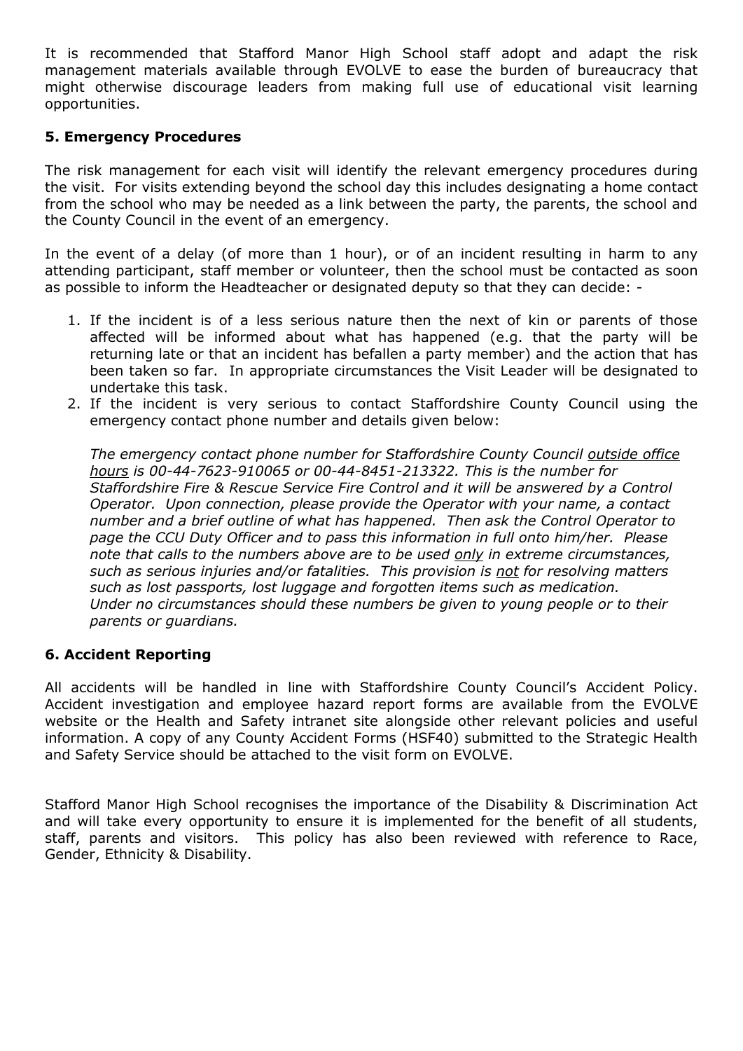It is recommended that Stafford Manor High School staff adopt and adapt the risk management materials available through EVOLVE to ease the burden of bureaucracy that might otherwise discourage leaders from making full use of educational visit learning opportunities.

## 5. Emergency Procedures

The risk management for each visit will identify the relevant emergency procedures during the visit. For visits extending beyond the school day this includes designating a home contact from the school who may be needed as a link between the party, the parents, the school and the County Council in the event of an emergency.

In the event of a delay (of more than 1 hour), or of an incident resulting in harm to any attending participant, staff member or volunteer, then the school must be contacted as soon as possible to inform the Headteacher or designated deputy so that they can decide: -

1. If the incident is of a less serious nature then the next of kin or parents of those affected will be informed about what has happened (e.g. that the party will be returning late or that an incident has befallen a party member) and the action that has been taken so far. In appropriate circumstances the Visit Leader will be designated to undertake this task.
2. If the incident is very serious to contact Staffordshire County Council using the emergency contact phone number and details given below:

   *The emergency contact phone number for Staffordshire County Council <u>outside office hours</u> is 00-44-7623-910065 or 00-44-8451-213322. This is the number for Staffordshire Fire & Rescue Service Fire Control and it will be answered by a Control Operator. Upon connection, please provide the Operator with your name, a contact number and a brief outline of what has happened. Then ask the Control Operator to page the CCU Duty Officer and to pass this information in full onto him/her. Please note that calls to the numbers above are to be used <u>only</u> in extreme circumstances, such as serious injuries and/or fatalities. This provision is <u>not</u> for resolving matters such as lost passports, lost luggage and forgotten items such as medication.*
   *Under no circumstances should these numbers be given to young people or to their parents or guardians.*

## 6. Accident Reporting

All accidents will be handled in line with Staffordshire County Council's Accident Policy. Accident investigation and employee hazard report forms are available from the EVOLVE website or the Health and Safety intranet site alongside other relevant policies and useful information. A copy of any County Accident Forms (HSF40) submitted to the Strategic Health and Safety Service should be attached to the visit form on EVOLVE.

Stafford Manor High School recognises the importance of the Disability & Discrimination Act and will take every opportunity to ensure it is implemented for the benefit of all students, staff, parents and visitors. This policy has also been reviewed with reference to Race, Gender, Ethnicity & Disability.